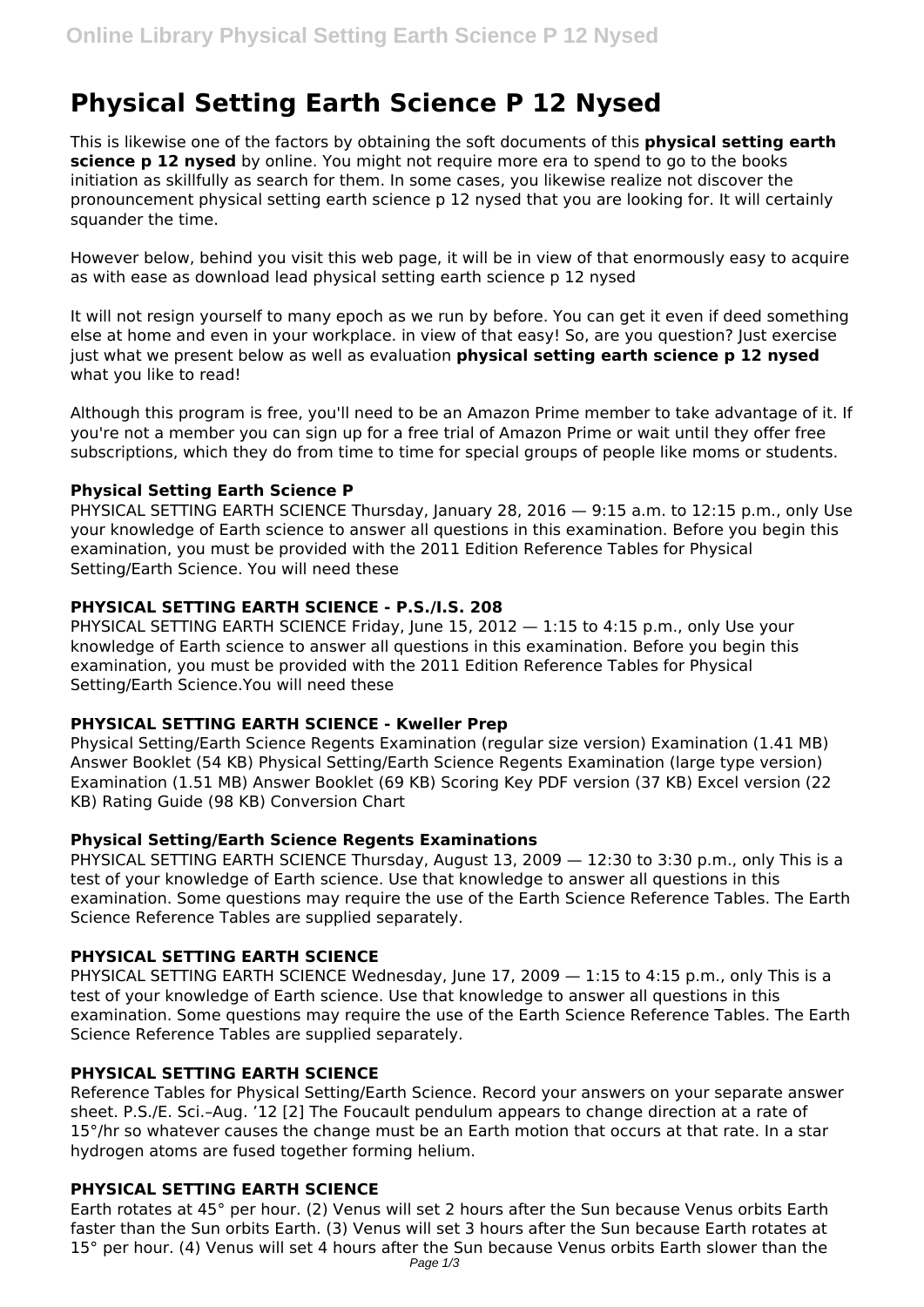# Physical Setting Earth Science P 12 Nysed

This is likewise one of the factors by obtaining the soft documents of this **physical setting earth science p 12 nysed** by online. You might not require more era to spend to go to the books initiation as skillfully as search for them. In some cases, you likewise realize not discover the pronouncement physical setting earth science p 12 nysed that you are looking for. It will certainly squander the time.

However below, behind you visit this web page, it will be in view of that enormously easy to acquire as with ease as download lead physical setting earth science p 12 nysed

It will not resign yourself to many epoch as we run by before. You can get it even if deed something else at home and even in your workplace. in view of that easy! So, are you question? Just exercise just what we present below as well as evaluation **physical setting earth science p 12 nysed** what you like to read!

Although this program is free, you'll need to be an Amazon Prime member to take advantage of it. If you're not a member you can sign up for a free trial of Amazon Prime or wait until they offer free subscriptions, which they do from time to time for special groups of people like moms or students.

### Physical Setting Earth Science P

PHYSICAL SETTING EARTH SCIENCE Thursday, January 28, 2016 — 9:15 a.m. to 12:15 p.m., only Use your knowledge of Earth science to answer all questions in this examination. Before you begin this examination, you must be provided with the 2011 Edition Reference Tables for Physical Setting/Earth Science. You will need these

### PHYSICAL SETTING EARTH SCIENCE - P.S./I.S. 208

PHYSICAL SETTING EARTH SCIENCE Friday, June 15, 2012 — 1:15 to 4:15 p.m., only Use your knowledge of Earth science to answer all questions in this examination. Before you begin this examination, you must be provided with the 2011 Edition Reference Tables for Physical Setting/Earth Science.You will need these

### PHYSICAL SETTING EARTH SCIENCE - Kweller Prep

Physical Setting/Earth Science Regents Examination (regular size version) Examination (1.41 MB) Answer Booklet (54 KB) Physical Setting/Earth Science Regents Examination (large type version) Examination (1.51 MB) Answer Booklet (69 KB) Scoring Key PDF version (37 KB) Excel version (22 KB) Rating Guide (98 KB) Conversion Chart

### Physical Setting/Earth Science Regents Examinations

PHYSICAL SETTING EARTH SCIENCE Thursday, August 13, 2009 — 12:30 to 3:30 p.m., only This is a test of your knowledge of Earth science. Use that knowledge to answer all questions in this examination. Some questions may require the use of the Earth Science Reference Tables. The Earth Science Reference Tables are supplied separately.

### PHYSICAL SETTING EARTH SCIENCE

PHYSICAL SETTING EARTH SCIENCE Wednesday, June 17, 2009 — 1:15 to 4:15 p.m., only This is a test of your knowledge of Earth science. Use that knowledge to answer all questions in this examination. Some questions may require the use of the Earth Science Reference Tables. The Earth Science Reference Tables are supplied separately.

### PHYSICAL SETTING EARTH SCIENCE

Reference Tables for Physical Setting/Earth Science. Record your answers on your separate answer sheet. P.S./E. Sci.–Aug. '12 [2] The Foucault pendulum appears to change direction at a rate of 15°/hr so whatever causes the change must be an Earth motion that occurs at that rate. In a star hydrogen atoms are fused together forming helium.

### PHYSICAL SETTING EARTH SCIENCE

Earth rotates at 45° per hour. (2) Venus will set 2 hours after the Sun because Venus orbits Earth faster than the Sun orbits Earth. (3) Venus will set 3 hours after the Sun because Earth rotates at 15° per hour. (4) Venus will set 4 hours after the Sun because Venus orbits Earth slower than the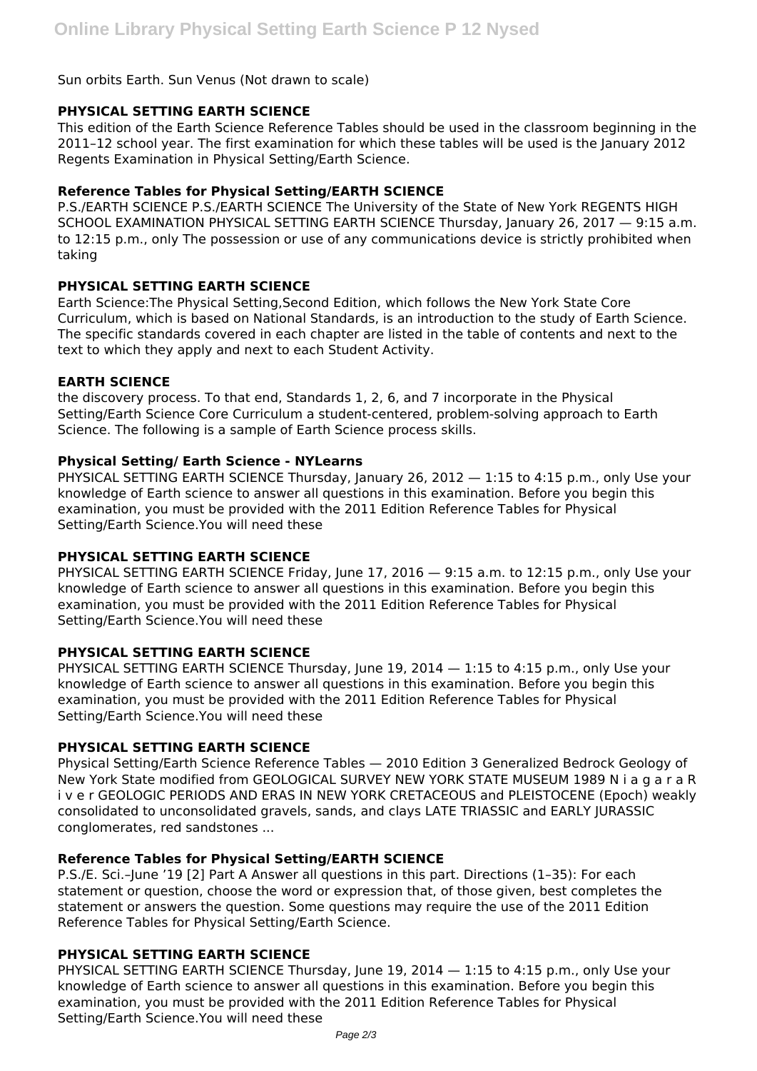Sun orbits Earth. Sun Venus (Not drawn to scale)

### PHYSICAL SETTING EARTH SCIENCE

This edition of the Earth Science Reference Tables should be used in the classroom beginning in the 2011–12 school year. The first examination for which these tables will be used is the January 2012 Regents Examination in Physical Setting/Earth Science.

### Reference Tables for Physical Setting/EARTH SCIENCE

P.S./EARTH SCIENCE P.S./EARTH SCIENCE The University of the State of New York REGENTS HIGH SCHOOL EXAMINATION PHYSICAL SETTING EARTH SCIENCE Thursday, January 26, 2017 — 9:15 a.m. to 12:15 p.m., only The possession or use of any communications device is strictly prohibited when taking

### PHYSICAL SETTING EARTH SCIENCE

Earth Science:The Physical Setting,Second Edition, which follows the New York State Core Curriculum, which is based on National Standards, is an introduction to the study of Earth Science. The specific standards covered in each chapter are listed in the table of contents and next to the text to which they apply and next to each Student Activity.

### EARTH SCIENCE

the discovery process. To that end, Standards 1, 2, 6, and 7 incorporate in the Physical Setting/Earth Science Core Curriculum a student-centered, problem-solving approach to Earth Science. The following is a sample of Earth Science process skills.

### Physical Setting/ Earth Science - NYLearns

PHYSICAL SETTING EARTH SCIENCE Thursday, January 26, 2012 — 1:15 to 4:15 p.m., only Use your knowledge of Earth science to answer all questions in this examination. Before you begin this examination, you must be provided with the 2011 Edition Reference Tables for Physical Setting/Earth Science.You will need these

### PHYSICAL SETTING EARTH SCIENCE

PHYSICAL SETTING EARTH SCIENCE Friday, June 17, 2016 — 9:15 a.m. to 12:15 p.m., only Use your knowledge of Earth science to answer all questions in this examination. Before you begin this examination, you must be provided with the 2011 Edition Reference Tables for Physical Setting/Earth Science.You will need these

### PHYSICAL SETTING EARTH SCIENCE

PHYSICAL SETTING EARTH SCIENCE Thursday, June 19, 2014 — 1:15 to 4:15 p.m., only Use your knowledge of Earth science to answer all questions in this examination. Before you begin this examination, you must be provided with the 2011 Edition Reference Tables for Physical Setting/Earth Science.You will need these

### PHYSICAL SETTING EARTH SCIENCE

Physical Setting/Earth Science Reference Tables — 2010 Edition 3 Generalized Bedrock Geology of New York State modified from GEOLOGICAL SURVEY NEW YORK STATE MUSEUM 1989 N i a g a r a R i v e r GEOLOGIC PERIODS AND ERAS IN NEW YORK CRETACEOUS and PLEISTOCENE (Epoch) weakly consolidated to unconsolidated gravels, sands, and clays LATE TRIASSIC and EARLY JURASSIC conglomerates, red sandstones ...

### Reference Tables for Physical Setting/EARTH SCIENCE

P.S./E. Sci.–June '19 [2] Part A Answer all questions in this part. Directions (1–35): For each statement or question, choose the word or expression that, of those given, best completes the statement or answers the question. Some questions may require the use of the 2011 Edition Reference Tables for Physical Setting/Earth Science.

### PHYSICAL SETTING EARTH SCIENCE

PHYSICAL SETTING EARTH SCIENCE Thursday, June 19, 2014 — 1:15 to 4:15 p.m., only Use your knowledge of Earth science to answer all questions in this examination. Before you begin this examination, you must be provided with the 2011 Edition Reference Tables for Physical Setting/Earth Science.You will need these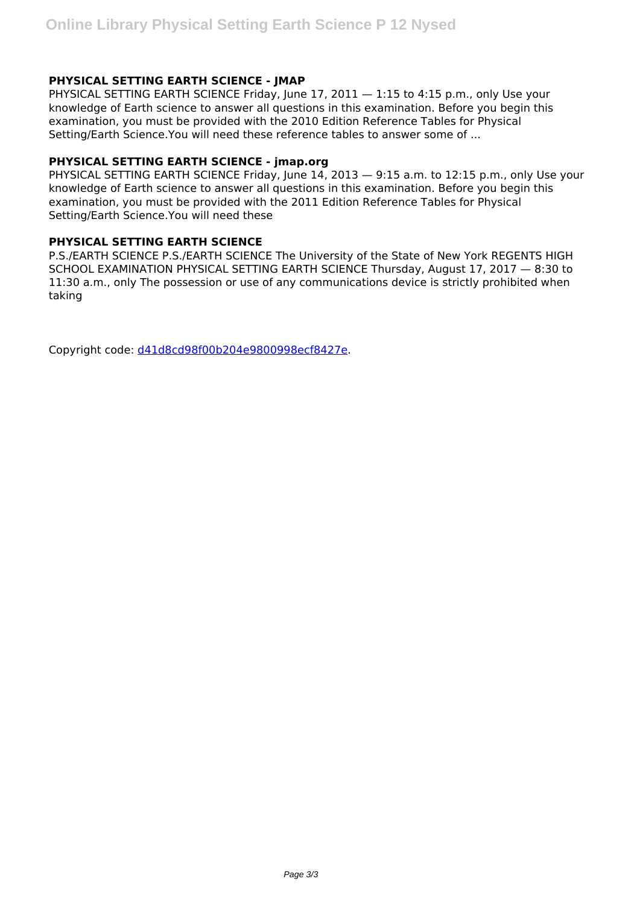### PHYSICAL SETTING EARTH SCIENCE - JMAP

PHYSICAL SETTING EARTH SCIENCE Friday, June 17, 2011 — 1:15 to 4:15 p.m., only Use your knowledge of Earth science to answer all questions in this examination. Before you begin this examination, you must be provided with the 2010 Edition Reference Tables for Physical Setting/Earth Science.You will need these reference tables to answer some of ...

### PHYSICAL SETTING EARTH SCIENCE - jmap.org

PHYSICAL SETTING EARTH SCIENCE Friday, June 14, 2013 — 9:15 a.m. to 12:15 p.m., only Use your knowledge of Earth science to answer all questions in this examination. Before you begin this examination, you must be provided with the 2011 Edition Reference Tables for Physical Setting/Earth Science.You will need these

### PHYSICAL SETTING EARTH SCIENCE

P.S./EARTH SCIENCE P.S./EARTH SCIENCE The University of the State of New York REGENTS HIGH SCHOOL EXAMINATION PHYSICAL SETTING EARTH SCIENCE Thursday, August 17, 2017 — 8:30 to 11:30 a.m., only The possession or use of any communications device is strictly prohibited when taking

Copyright code: d41d8cd98f00b204e9800998ecf8427e.